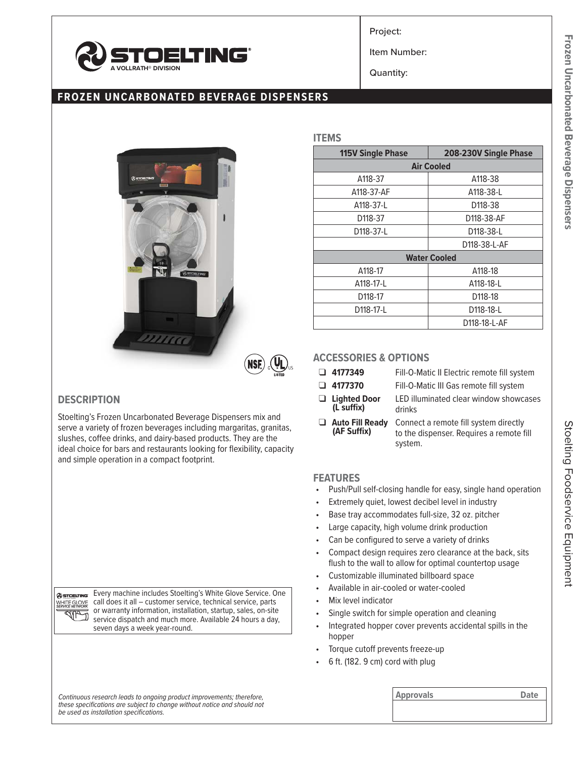# STOELTING

A VOLLRATH® DIVISION

Project:

Item Number:

Quantity:

## FROZEN UNCARBONATED BEVERAGE DISPENSERS

## ITEMS

| 115V Single Phase | 208-230V Single Phase |
|---|---|
| **Air Cooled** | |
| A118-37 | A118-38 |
| A118-37-AF | A118-38-L |
| A118-37-L | D118-38 |
| D118-37 | D118-38-AF |
| D118-37-L | D118-38-L |
| | D118-38-L-AF |
| **Water Cooled** | |
| A118-17 | A118-18 |
| A118-17-L | A118-18-L |
| D118-17 | D118-18 |
| D118-17-L | D118-18-L |
| | D118-18-L-AF |

## DESCRIPTION

Stoelting's Frozen Uncarbonated Beverage Dispensers mix and serve a variety of frozen beverages including margaritas, granitas, slushes, coffee drinks, and dairy-based products. They are the ideal choice for bars and restaurants looking for flexibility, capacity and simple operation in a compact footprint.

## ACCESSORIES & OPTIONS

- ❑ **4177349** Fill-O-Matic II Electric remote fill system
- ❑ **4177370** Fill-O-Matic III Gas remote fill system
- ❑ **Lighted Door (L suffix)** LED illuminated clear window showcases drinks
- ❑ **Auto Fill Ready (AF Suffix)** Connect a remote fill system directly to the dispenser. Requires a remote fill system.

## FEATURES

- Push/Pull self-closing handle for easy, single hand operation
- Extremely quiet, lowest decibel level in industry
- Base tray accommodates full-size, 32 oz. pitcher
- Large capacity, high volume drink production
- Can be configured to serve a variety of drinks
- Compact design requires zero clearance at the back, sits flush to the wall to allow for optimal countertop usage
- Customizable illuminated billboard space
- Available in air-cooled or water-cooled
- Mix level indicator
- Single switch for simple operation and cleaning
- Integrated hopper cover prevents accidental spills in the hopper
- Torque cutoff prevents freeze-up
- 6 ft. (182. 9 cm) cord with plug

Every machine includes Stoelting's White Glove Service. One call does it all – customer service, technical service, parts or warranty information, installation, startup, sales, on-site service dispatch and much more. Available 24 hours a day, seven days a week year-round.

*Continuous research leads to ongoing product improvements; therefore, these specifications are subject to change without notice and should not be used as installation specifications.*

| Approvals | Date |
|---|---|
| | |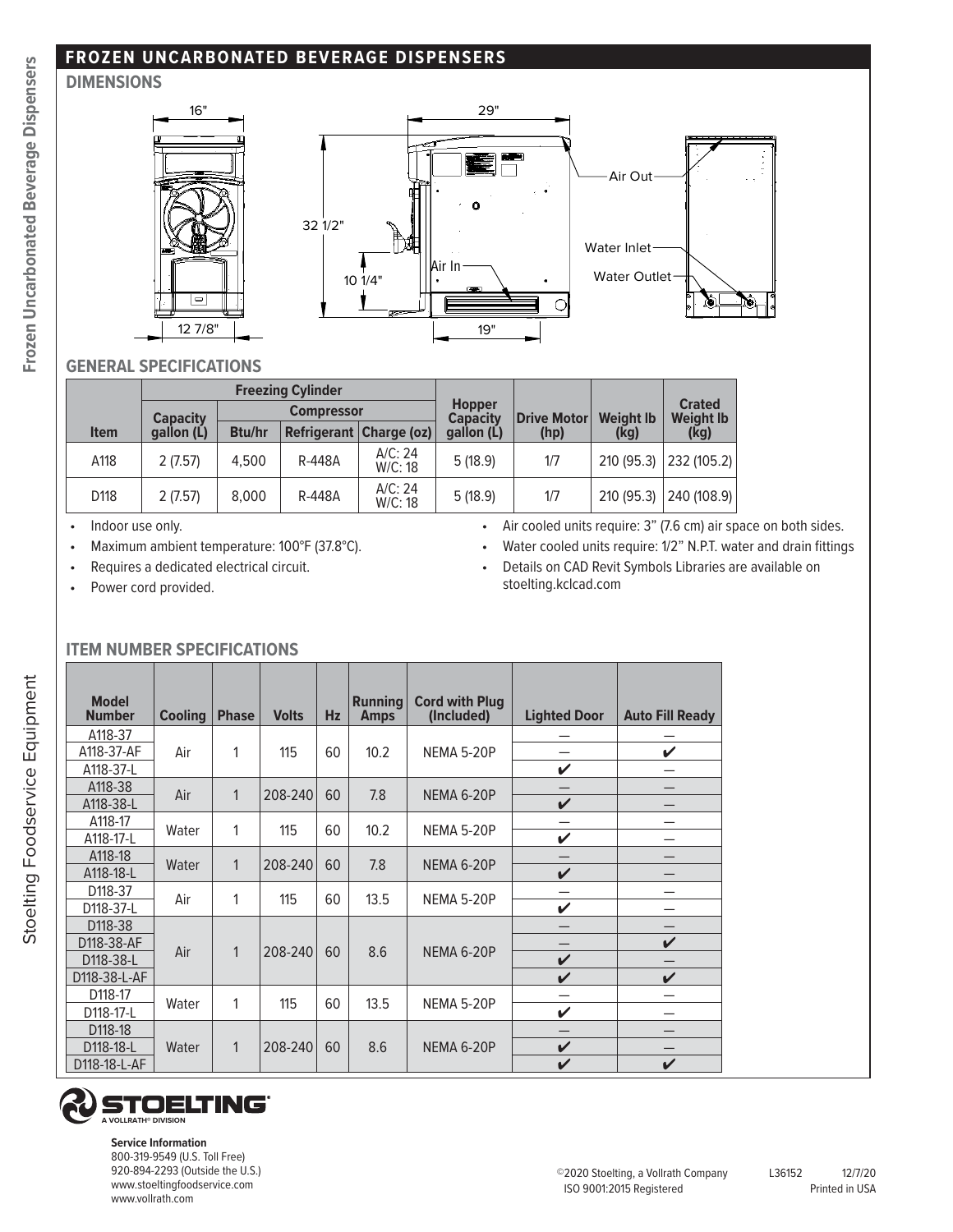## FROZEN UNCARBONATED BEVERAGE DISPENSERS

### DIMENSIONS

16"
12 7/8"
29"
32 1/2"
10 1/4"
19"
Air In
Air Out
Water Inlet
Water Outlet

### GENERAL SPECIFICATIONS

| Item | Freezing Cylinder | | | | Hopper Capacity gallon (L) | Drive Motor (hp) | Weight lb (kg) | Crated Weight lb (kg) |
|---|---|---|---|---|---|---|---|---|
| | Capacity gallon (L) | Compressor | | | | | | |
| | | Btu/hr | Refrigerant | Charge (oz) | | | | |
| A118 | 2 (7.57) | 4,500 | R-448A | A/C: 24 W/C: 18 | 5 (18.9) | 1/7 | 210 (95.3) | 232 (105.2) |
| D118 | 2 (7.57) | 8,000 | R-448A | A/C: 24 W/C: 18 | 5 (18.9) | 1/7 | 210 (95.3) | 240 (108.9) |

- Indoor use only.
- Maximum ambient temperature: 100°F (37.8°C).
- Requires a dedicated electrical circuit.
- Power cord provided.
- Air cooled units require: 3" (7.6 cm) air space on both sides.
- Water cooled units require: 1/2" N.P.T. water and drain fittings
- Details on CAD Revit Symbols Libraries are available on stoelting.kclcad.com

### ITEM NUMBER SPECIFICATIONS

| Model Number | Cooling | Phase | Volts | Hz | Running Amps | Cord with Plug (Included) | Lighted Door | Auto Fill Ready |
|---|---|---|---|---|---|---|---|---|
| A118-37 | Air | 1 | 115 | 60 | 10.2 | NEMA 5-20P | — | — |
| A118-37-AF | | | | | | | — | ✔ |
| A118-37-L | | | | | | | ✔ | — |
| A118-38 | Air | 1 | 208-240 | 60 | 7.8 | NEMA 6-20P | — | — |
| A118-38-L | | | | | | | ✔ | — |
| A118-17 | Water | 1 | 115 | 60 | 10.2 | NEMA 5-20P | — | — |
| A118-17-L | | | | | | | ✔ | — |
| A118-18 | Water | 1 | 208-240 | 60 | 7.8 | NEMA 6-20P | — | — |
| A118-18-L | | | | | | | ✔ | — |
| D118-37 | Air | 1 | 115 | 60 | 13.5 | NEMA 5-20P | — | — |
| D118-37-L | | | | | | | ✔ | — |
| D118-38 | Air | 1 | 208-240 | 60 | 8.6 | NEMA 6-20P | — | — |
| D118-38-AF | | | | | | | — | ✔ |
| D118-38-L | | | | | | | ✔ | — |
| D118-38-L-AF | | | | | | | ✔ | ✔ |
| D118-17 | Water | 1 | 115 | 60 | 13.5 | NEMA 5-20P | — | — |
| D118-17-L | | | | | | | ✔ | — |
| D118-18 | Water | 1 | 208-240 | 60 | 8.6 | NEMA 6-20P | — | — |
| D118-18-L | | | | | | | ✔ | — |
| D118-18-L-AF | | | | | | | ✔ | ✔ |

STOELTING
A VOLLRATH® DIVISION

**Service Information**
800-319-9549 (U.S. Toll Free)
920-894-2293 (Outside the U.S.)
www.stoeltingfoodservice.com
www.vollrath.com

©2020 Stoelting, a Vollrath Company
ISO 9001:2015 Registered
L36152 12/7/20
Printed in USA